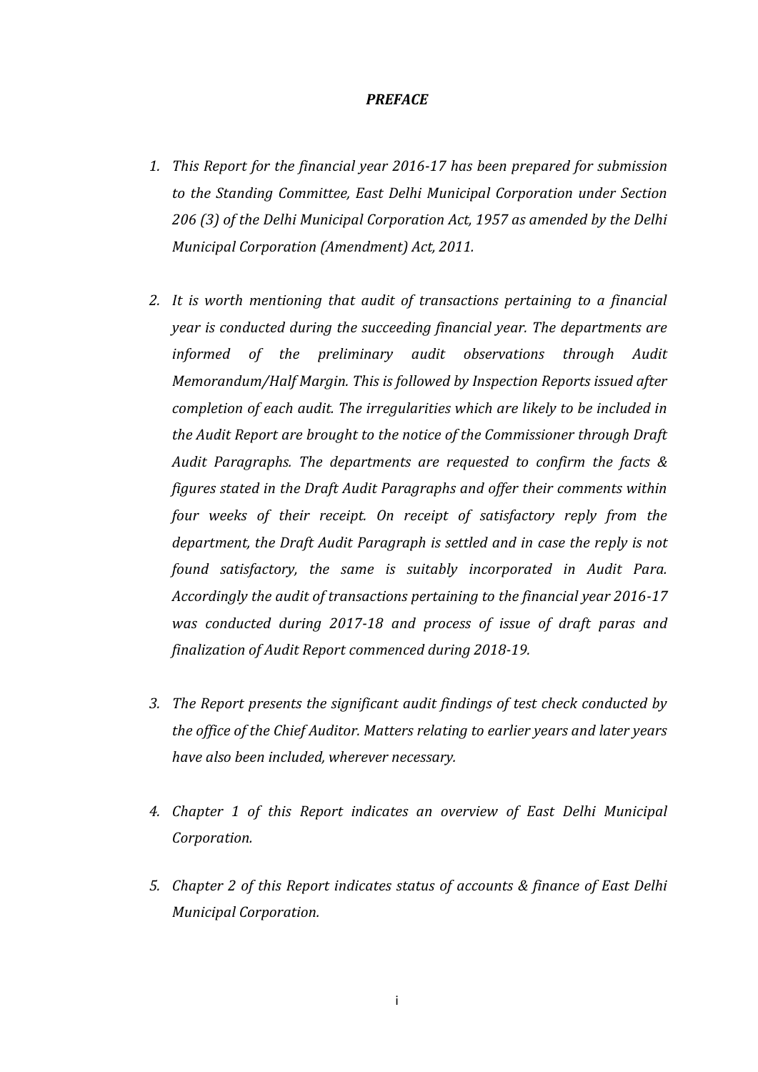# *PREFACE*

1. *This Report for the financial year 2016-17 has been prepared for submission to the Standing Committee, East Delhi Municipal Corporation under Section 206 (3) of the Delhi Municipal Corporation Act, 1957 as amended by the Delhi Municipal Corporation (Amendment) Act, 2011.*

2. *It is worth mentioning that audit of transactions pertaining to a financial year is conducted during the succeeding financial year. The departments are informed of the preliminary audit observations through Audit Memorandum/Half Margin. This is followed by Inspection Reports issued after completion of each audit. The irregularities which are likely to be included in the Audit Report are brought to the notice of the Commissioner through Draft Audit Paragraphs. The departments are requested to confirm the facts & figures stated in the Draft Audit Paragraphs and offer their comments within four weeks of their receipt. On receipt of satisfactory reply from the department, the Draft Audit Paragraph is settled and in case the reply is not found satisfactory, the same is suitably incorporated in Audit Para. Accordingly the audit of transactions pertaining to the financial year 2016-17 was conducted during 2017-18 and process of issue of draft paras and finalization of Audit Report commenced during 2018-19.*

3. *The Report presents the significant audit findings of test check conducted by the office of the Chief Auditor. Matters relating to earlier years and later years have also been included, wherever necessary.*

4. *Chapter 1 of this Report indicates an overview of East Delhi Municipal Corporation.*

5. *Chapter 2 of this Report indicates status of accounts & finance of East Delhi Municipal Corporation.*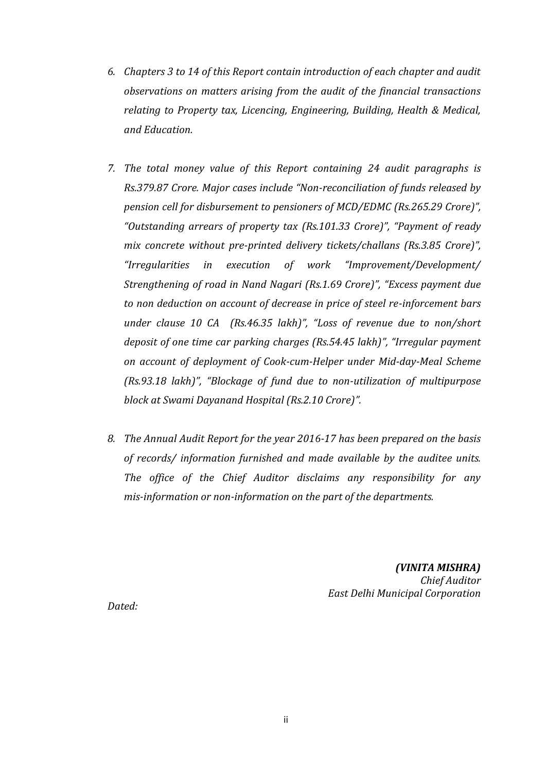6. *Chapters 3 to 14 of this Report contain introduction of each chapter and audit observations on matters arising from the audit of the financial transactions relating to Property tax, Licencing, Engineering, Building, Health & Medical, and Education.*

7. *The total money value of this Report containing 24 audit paragraphs is Rs.379.87 Crore. Major cases include "Non-reconciliation of funds released by pension cell for disbursement to pensioners of MCD/EDMC (Rs.265.29 Crore)", "Outstanding arrears of property tax (Rs.101.33 Crore)", "Payment of ready mix concrete without pre-printed delivery tickets/challans (Rs.3.85 Crore)", "Irregularities in execution of work "Improvement/Development/ Strengthening of road in Nand Nagari (Rs.1.69 Crore)", "Excess payment due to non deduction on account of decrease in price of steel re-inforcement bars under clause 10 CA (Rs.46.35 lakh)", "Loss of revenue due to non/short deposit of one time car parking charges (Rs.54.45 lakh)", "Irregular payment on account of deployment of Cook-cum-Helper under Mid-day-Meal Scheme (Rs.93.18 lakh)", "Blockage of fund due to non-utilization of multipurpose block at Swami Dayanand Hospital (Rs.2.10 Crore)".*

8. *The Annual Audit Report for the year 2016-17 has been prepared on the basis of records/ information furnished and made available by the auditee units. The office of the Chief Auditor disclaims any responsibility for any mis-information or non-information on the part of the departments.*

***(VINITA MISHRA)***
*Chief Auditor*
*East Delhi Municipal Corporation*

*Dated:*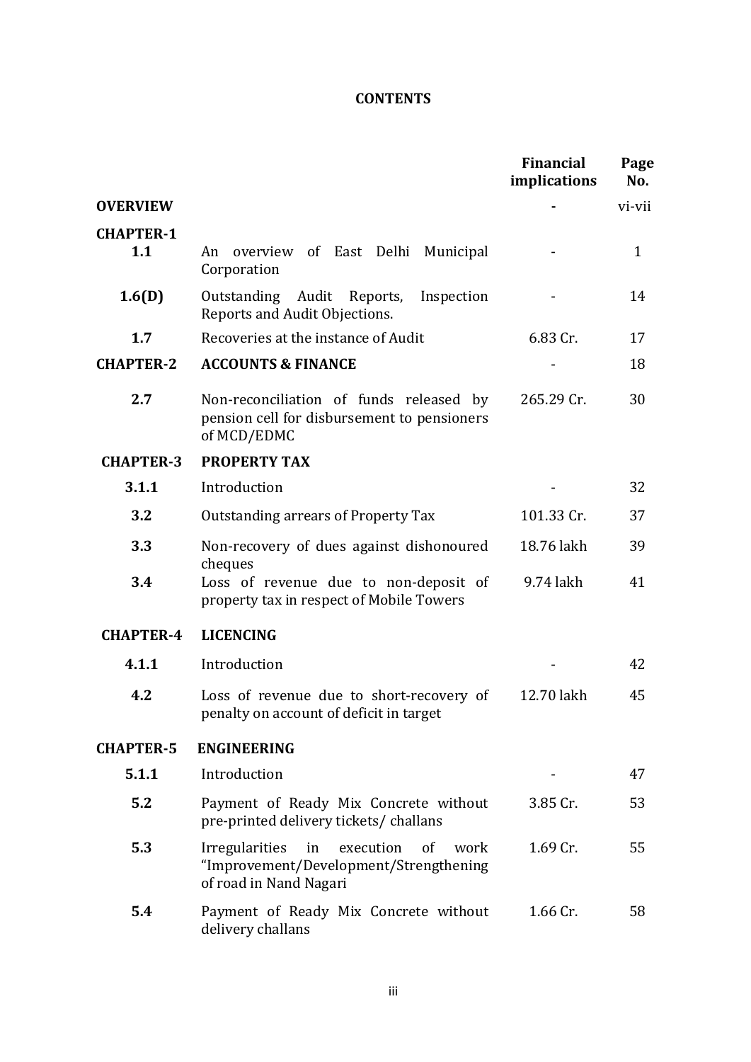# CONTENTS

| | | Financial implications | Page No. |
|---|---|---|---|
| **OVERVIEW** | | **-** | vi-vii |
| **CHAPTER-1** | | | |
| **1.1** | An overview of East Delhi Municipal Corporation | - | 1 |
| **1.6(D)** | Outstanding Audit Reports, Inspection Reports and Audit Objections. | - | 14 |
| **1.7** | Recoveries at the instance of Audit | 6.83 Cr. | 17 |
| **CHAPTER-2** | **ACCOUNTS & FINANCE** | - | 18 |
| **2.7** | Non-reconciliation of funds released by pension cell for disbursement to pensioners of MCD/EDMC | 265.29 Cr. | 30 |
| **CHAPTER-3** | **PROPERTY TAX** | | |
| **3.1.1** | Introduction | - | 32 |
| **3.2** | Outstanding arrears of Property Tax | 101.33 Cr. | 37 |
| **3.3** | Non-recovery of dues against dishonoured cheques | 18.76 lakh | 39 |
| **3.4** | Loss of revenue due to non-deposit of property tax in respect of Mobile Towers | 9.74 lakh | 41 |
| **CHAPTER-4** | **LICENCING** | | |
| **4.1.1** | Introduction | - | 42 |
| **4.2** | Loss of revenue due to short-recovery of penalty on account of deficit in target | 12.70 lakh | 45 |
| **CHAPTER-5** | **ENGINEERING** | | |
| **5.1.1** | Introduction | - | 47 |
| **5.2** | Payment of Ready Mix Concrete without pre-printed delivery tickets/ challans | 3.85 Cr. | 53 |
| **5.3** | Irregularities in execution of work "Improvement/Development/Strengthening of road in Nand Nagari | 1.69 Cr. | 55 |
| **5.4** | Payment of Ready Mix Concrete without delivery challans | 1.66 Cr. | 58 |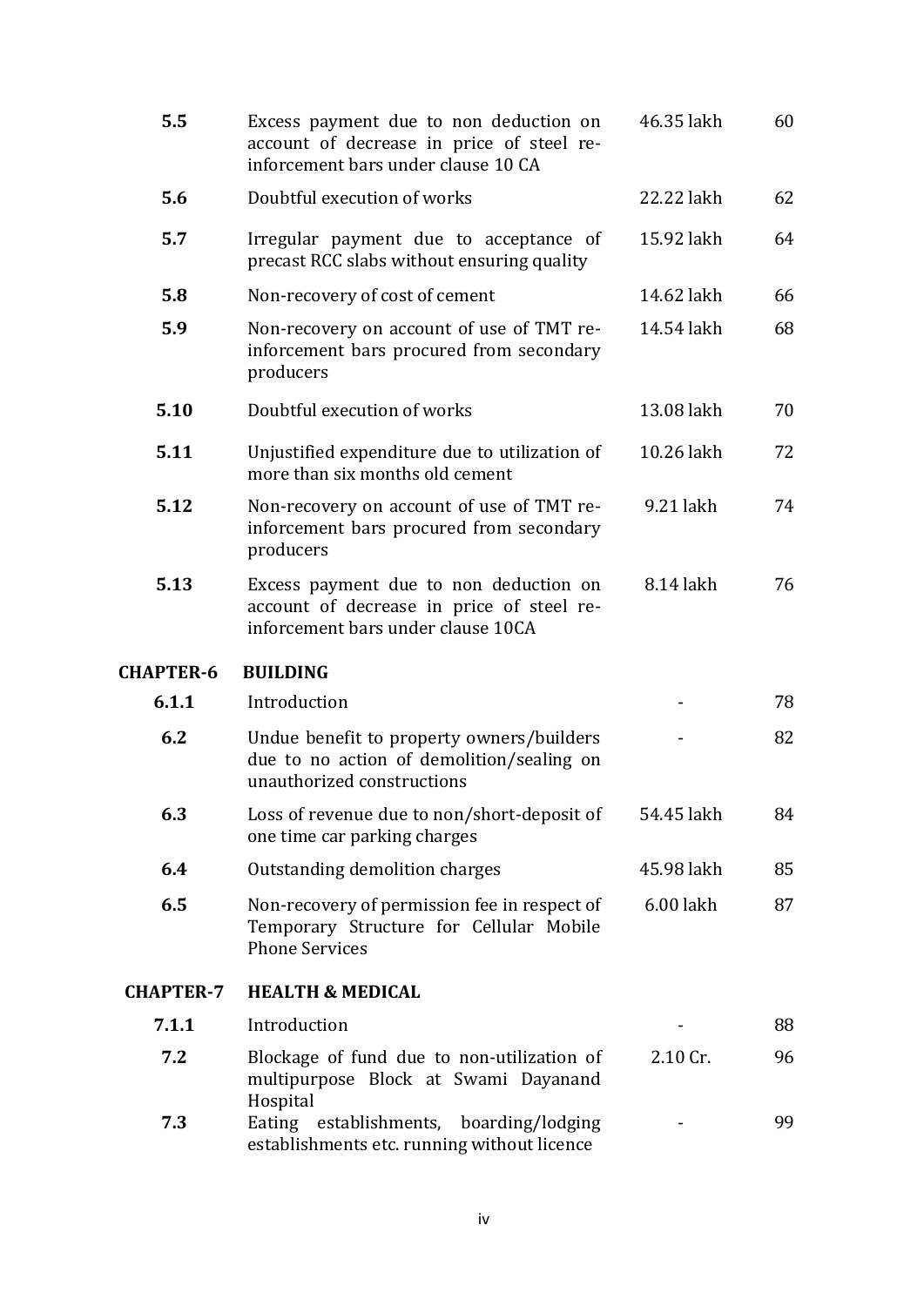| | | | |
|---|---|---|---|
| **5.5** | Excess payment due to non deduction on account of decrease in price of steel re-inforcement bars under clause 10 CA | 46.35 lakh | 60 |
| **5.6** | Doubtful execution of works | 22.22 lakh | 62 |
| **5.7** | Irregular payment due to acceptance of precast RCC slabs without ensuring quality | 15.92 lakh | 64 |
| **5.8** | Non-recovery of cost of cement | 14.62 lakh | 66 |
| **5.9** | Non-recovery on account of use of TMT re-inforcement bars procured from secondary producers | 14.54 lakh | 68 |
| **5.10** | Doubtful execution of works | 13.08 lakh | 70 |
| **5.11** | Unjustified expenditure due to utilization of more than six months old cement | 10.26 lakh | 72 |
| **5.12** | Non-recovery on account of use of TMT re-inforcement bars procured from secondary producers | 9.21 lakh | 74 |
| **5.13** | Excess payment due to non deduction on account of decrease in price of steel re-inforcement bars under clause 10CA | 8.14 lakh | 76 |
| **CHAPTER-6** | **BUILDING** | | |
| **6.1.1** | Introduction | - | 78 |
| **6.2** | Undue benefit to property owners/builders due to no action of demolition/sealing on unauthorized constructions | - | 82 |
| **6.3** | Loss of revenue due to non/short-deposit of one time car parking charges | 54.45 lakh | 84 |
| **6.4** | Outstanding demolition charges | 45.98 lakh | 85 |
| **6.5** | Non-recovery of permission fee in respect of Temporary Structure for Cellular Mobile Phone Services | 6.00 lakh | 87 |
| **CHAPTER-7** | **HEALTH & MEDICAL** | | |
| **7.1.1** | Introduction | - | 88 |
| **7.2** | Blockage of fund due to non-utilization of multipurpose Block at Swami Dayanand Hospital | 2.10 Cr. | 96 |
| **7.3** | Eating establishments, boarding/lodging establishments etc. running without licence | - | 99 |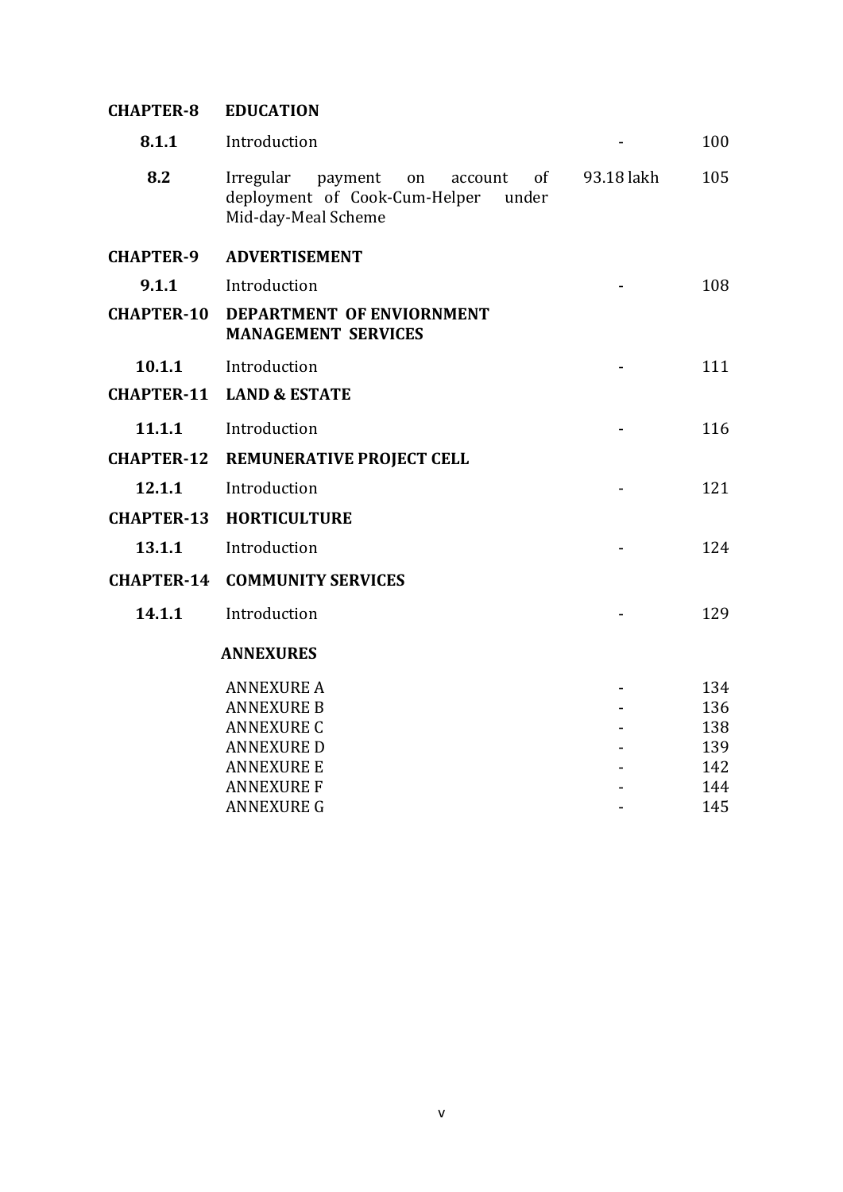| | | | |
|---|---|---|---|
| **CHAPTER-8** | **EDUCATION** | | |
| **8.1.1** | Introduction | - | 100 |
| **8.2** | Irregular payment on account of deployment of Cook-Cum-Helper under Mid-day-Meal Scheme | 93.18 lakh | 105 |
| **CHAPTER-9** | **ADVERTISEMENT** | | |
| **9.1.1** | Introduction | - | 108 |
| **CHAPTER-10** | **DEPARTMENT OF ENVIORNMENT MANAGEMENT SERVICES** | | |
| **10.1.1** | Introduction | - | 111 |
| **CHAPTER-11** | **LAND & ESTATE** | | |
| **11.1.1** | Introduction | - | 116 |
| **CHAPTER-12** | **REMUNERATIVE PROJECT CELL** | | |
| **12.1.1** | Introduction | - | 121 |
| **CHAPTER-13** | **HORTICULTURE** | | |
| **13.1.1** | Introduction | - | 124 |
| **CHAPTER-14** | **COMMUNITY SERVICES** | | |
| **14.1.1** | Introduction | - | 129 |
| | **ANNEXURES** | | |
| | ANNEXURE A | - | 134 |
| | ANNEXURE B | - | 136 |
| | ANNEXURE C | - | 138 |
| | ANNEXURE D | - | 139 |
| | ANNEXURE E | - | 142 |
| | ANNEXURE F | - | 144 |
| | ANNEXURE G | - | 145 |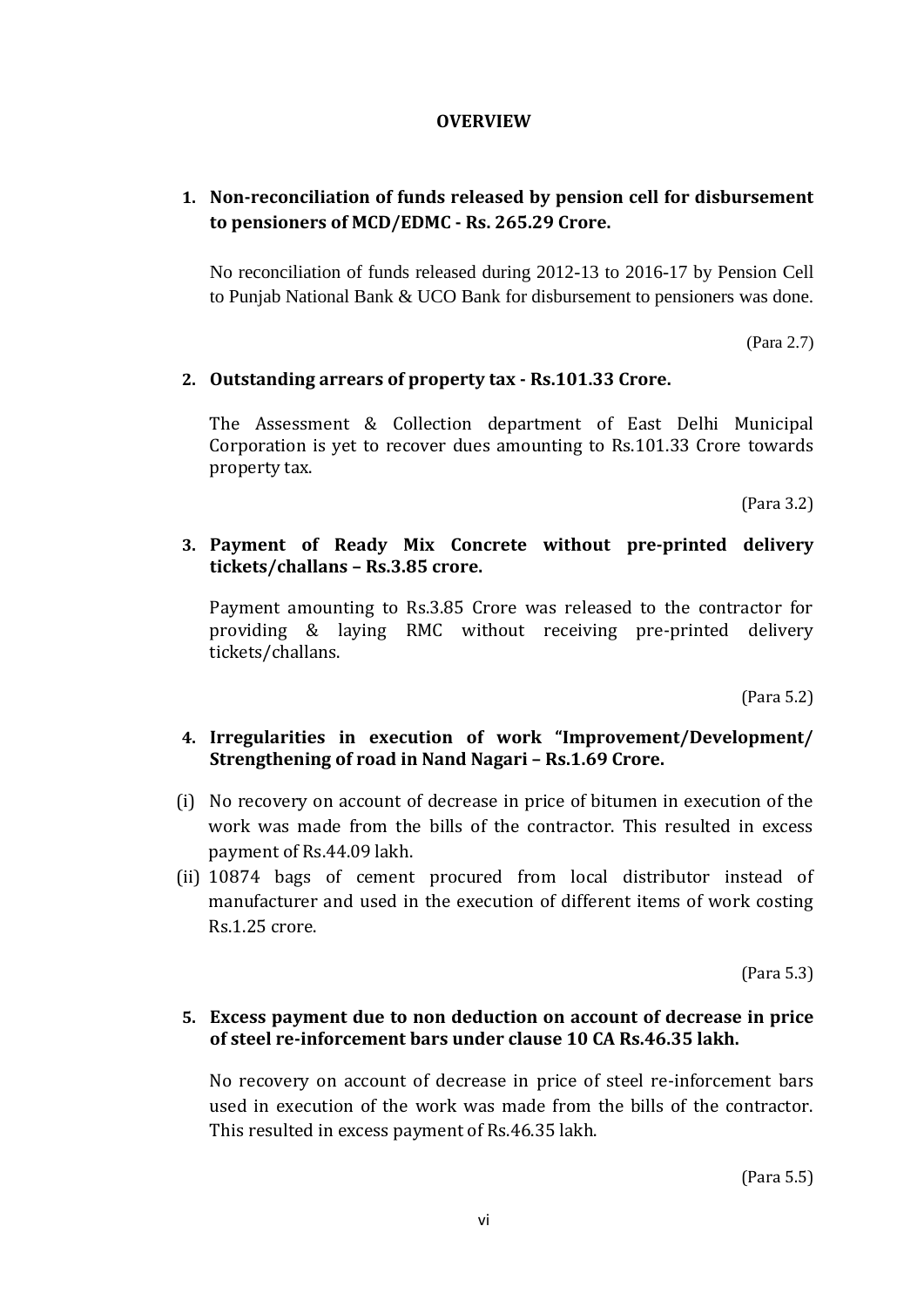# OVERVIEW

1. **Non-reconciliation of funds released by pension cell for disbursement to pensioners of MCD/EDMC - Rs. 265.29 Crore.**

   No reconciliation of funds released during 2012-13 to 2016-17 by Pension Cell to Punjab National Bank & UCO Bank for disbursement to pensioners was done.

   (Para 2.7)

2. **Outstanding arrears of property tax - Rs.101.33 Crore.**

   The Assessment & Collection department of East Delhi Municipal Corporation is yet to recover dues amounting to Rs.101.33 Crore towards property tax.

   (Para 3.2)

3. **Payment of Ready Mix Concrete without pre-printed delivery tickets/challans – Rs.3.85 crore.**

   Payment amounting to Rs.3.85 Crore was released to the contractor for providing & laying RMC without receiving pre-printed delivery tickets/challans.

   (Para 5.2)

4. **Irregularities in execution of work "Improvement/Development/ Strengthening of road in Nand Nagari – Rs.1.69 Crore.**

(i) No recovery on account of decrease in price of bitumen in execution of the work was made from the bills of the contractor. This resulted in excess payment of Rs.44.09 lakh.

(ii) 10874 bags of cement procured from local distributor instead of manufacturer and used in the execution of different items of work costing Rs.1.25 crore.

(Para 5.3)

5. **Excess payment due to non deduction on account of decrease in price of steel re-inforcement bars under clause 10 CA Rs.46.35 lakh.**

   No recovery on account of decrease in price of steel re-inforcement bars used in execution of the work was made from the bills of the contractor. This resulted in excess payment of Rs.46.35 lakh.

   (Para 5.5)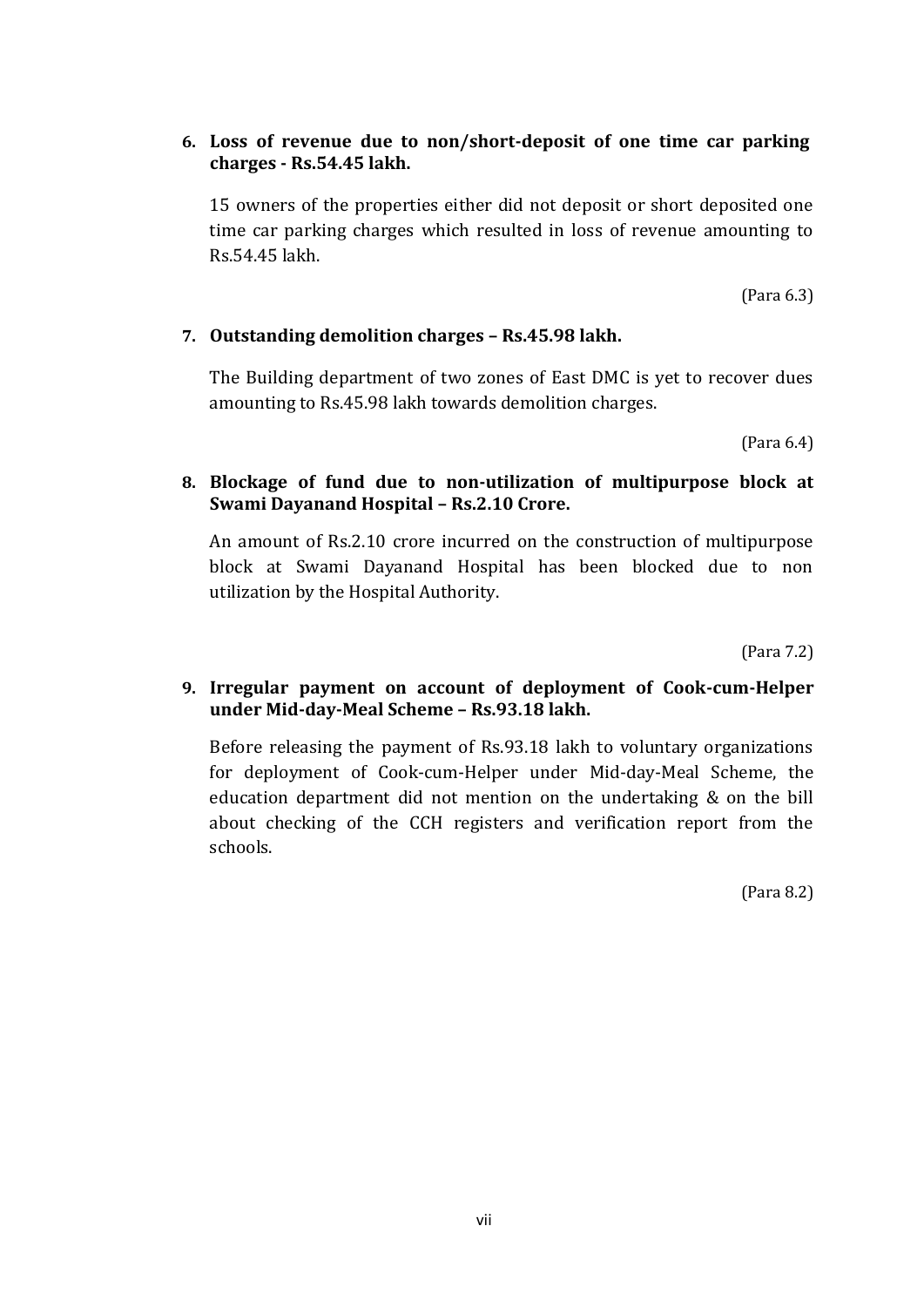6. **Loss of revenue due to non/short-deposit of one time car parking charges - Rs.54.45 lakh.**

   15 owners of the properties either did not deposit or short deposited one time car parking charges which resulted in loss of revenue amounting to Rs.54.45 lakh.

   (Para 6.3)

7. **Outstanding demolition charges – Rs.45.98 lakh.**

   The Building department of two zones of East DMC is yet to recover dues amounting to Rs.45.98 lakh towards demolition charges.

   (Para 6.4)

8. **Blockage of fund due to non-utilization of multipurpose block at Swami Dayanand Hospital – Rs.2.10 Crore.**

   An amount of Rs.2.10 crore incurred on the construction of multipurpose block at Swami Dayanand Hospital has been blocked due to non utilization by the Hospital Authority.

   (Para 7.2)

9. **Irregular payment on account of deployment of Cook-cum-Helper under Mid-day-Meal Scheme – Rs.93.18 lakh.**

   Before releasing the payment of Rs.93.18 lakh to voluntary organizations for deployment of Cook-cum-Helper under Mid-day-Meal Scheme, the education department did not mention on the undertaking & on the bill about checking of the CCH registers and verification report from the schools.

   (Para 8.2)